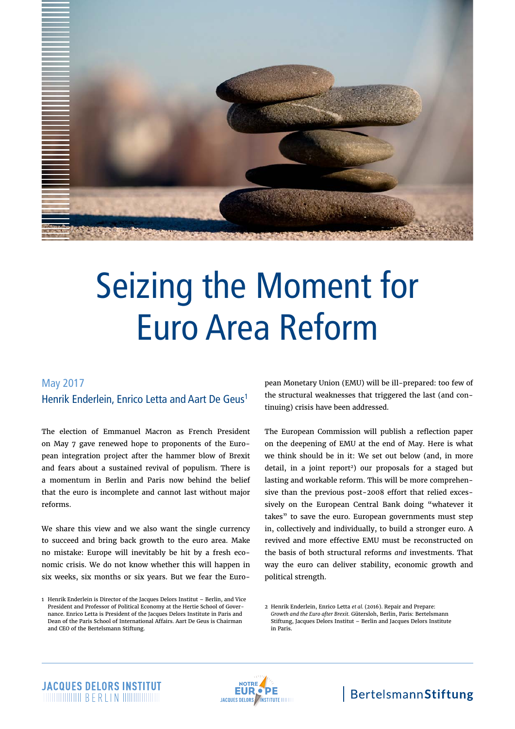# Seizing the Moment for Euro Area Reform

May 2017

Henrik Enderlein, Enrico Letta and Aart De Geus[1]

The election of Emmanuel Macron as French President on May 7 gave renewed hope to proponents of the European integration project after the hammer blow of Brexit and fears about a sustained revival of populism. There is a momentum in Berlin and Paris now behind the belief that the euro is incomplete and cannot last without major reforms.

We share this view and we also want the single currency to succeed and bring back growth to the euro area. Make no mistake: Europe will inevitably be hit by a fresh economic crisis. We do not know whether this will happen in six weeks, six months or six years. But we fear the European Monetary Union (EMU) will be ill-prepared: too few of the structural weaknesses that triggered the last (and continuing) crisis have been addressed.

The European Commission will publish a reflection paper on the deepening of EMU at the end of May. Here is what we think should be in it: We set out below (and, in more detail, in a joint report[2]) our proposals for a staged but lasting and workable reform. This will be more comprehensive than the previous post-2008 effort that relied excessively on the European Central Bank doing "whatever it takes" to save the euro. European governments must step in, collectively and individually, to build a stronger euro. A revived and more effective EMU must be reconstructed on the basis of both structural reforms *and* investments. That way the euro can deliver stability, economic growth and political strength.

1 Henrik Enderlein is Director of the Jacques Delors Institut – Berlin, and Vice President and Professor of Political Economy at the Hertie School of Governance. Enrico Letta is President of the Jacques Delors Institute in Paris and Dean of the Paris School of International Affairs. Aart De Geus is Chairman and CEO of the Bertelsmann Stiftung.

2 Henrik Enderlein, Enrico Letta *et al.* (2016). Repair and Prepare: *Growth and the Euro after Brexit.* Gütersloh, Berlin, Paris: Bertelsmann Stiftung, Jacques Delors Institut – Berlin and Jacques Delors Institute in Paris.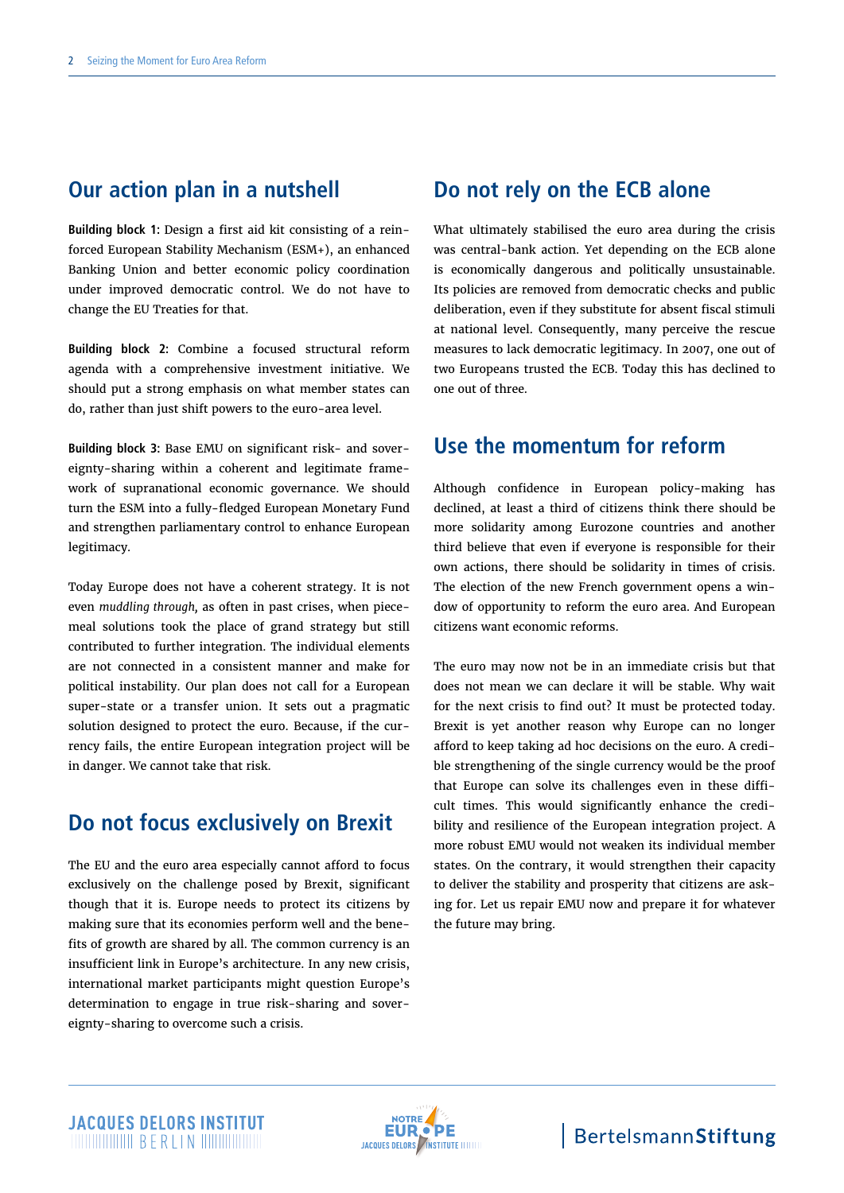## Our action plan in a nutshell

**Building block 1:** Design a first aid kit consisting of a reinforced European Stability Mechanism (ESM+), an enhanced Banking Union and better economic policy coordination under improved democratic control. We do not have to change the EU Treaties for that.

**Building block 2:** Combine a focused structural reform agenda with a comprehensive investment initiative. We should put a strong emphasis on what member states can do, rather than just shift powers to the euro-area level.

**Building block 3:** Base EMU on significant risk- and sovereignty-sharing within a coherent and legitimate framework of supranational economic governance. We should turn the ESM into a fully-fledged European Monetary Fund and strengthen parliamentary control to enhance European legitimacy.

Today Europe does not have a coherent strategy. It is not even *muddling through*, as often in past crises, when piecemeal solutions took the place of grand strategy but still contributed to further integration. The individual elements are not connected in a consistent manner and make for political instability. Our plan does not call for a European super-state or a transfer union. It sets out a pragmatic solution designed to protect the euro. Because, if the currency fails, the entire European integration project will be in danger. We cannot take that risk.

## Do not focus exclusively on Brexit

The EU and the euro area especially cannot afford to focus exclusively on the challenge posed by Brexit, significant though that it is. Europe needs to protect its citizens by making sure that its economies perform well and the benefits of growth are shared by all. The common currency is an insufficient link in Europe's architecture. In any new crisis, international market participants might question Europe's determination to engage in true risk-sharing and sovereignty-sharing to overcome such a crisis.

## Do not rely on the ECB alone

What ultimately stabilised the euro area during the crisis was central-bank action. Yet depending on the ECB alone is economically dangerous and politically unsustainable. Its policies are removed from democratic checks and public deliberation, even if they substitute for absent fiscal stimuli at national level. Consequently, many perceive the rescue measures to lack democratic legitimacy. In 2007, one out of two Europeans trusted the ECB. Today this has declined to one out of three.

## Use the momentum for reform

Although confidence in European policy-making has declined, at least a third of citizens think there should be more solidarity among Eurozone countries and another third believe that even if everyone is responsible for their own actions, there should be solidarity in times of crisis. The election of the new French government opens a window of opportunity to reform the euro area. And European citizens want economic reforms.

The euro may now not be in an immediate crisis but that does not mean we can declare it will be stable. Why wait for the next crisis to find out? It must be protected today. Brexit is yet another reason why Europe can no longer afford to keep taking ad hoc decisions on the euro. A credible strengthening of the single currency would be the proof that Europe can solve its challenges even in these difficult times. This would significantly enhance the credibility and resilience of the European integration project. A more robust EMU would not weaken its individual member states. On the contrary, it would strengthen their capacity to deliver the stability and prosperity that citizens are asking for. Let us repair EMU now and prepare it for whatever the future may bring.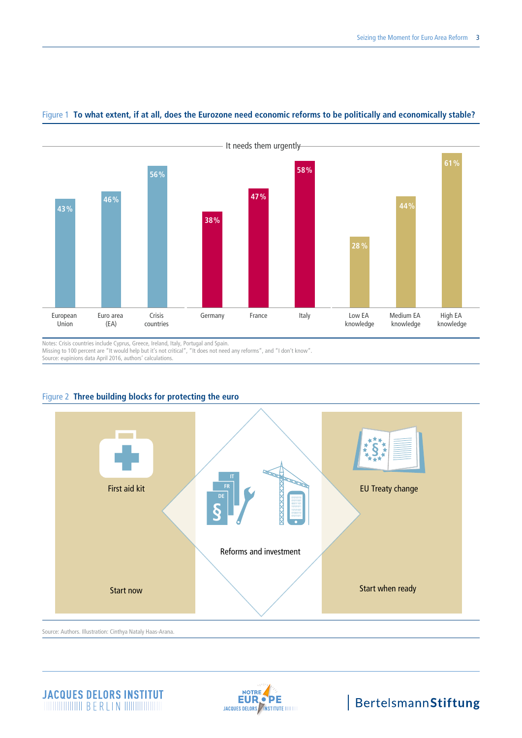**Figure 1 To what extent, if at all, does the Eurozone need economic reforms to be politically and economically stable?**

It needs them urgently

| European Union | Euro area (EA) | Crisis countries | Germany | France | Italy | Low EA knowledge | Medium EA knowledge | High EA knowledge |
|---|---|---|---|---|---|---|---|---|
| 43 % | 46 % | 56 % | 38 % | 47 % | 58 % | 28 % | 44 % | 61 % |

Notes: Crisis countries include Cyprus, Greece, Ireland, Italy, Portugal and Spain.
Missing to 100 percent are "It would help but it's not critical", "It does not need any reforms", and "I don't know".
Source: eupinions data April 2016, authors' calculations.

**Figure 2 Three building blocks for protecting the euro**

First aid kit – Start now

Reforms and investment

EU Treaty change – Start when ready

Source: Authors. Illustration: Cinthya Nataly Haas-Arana.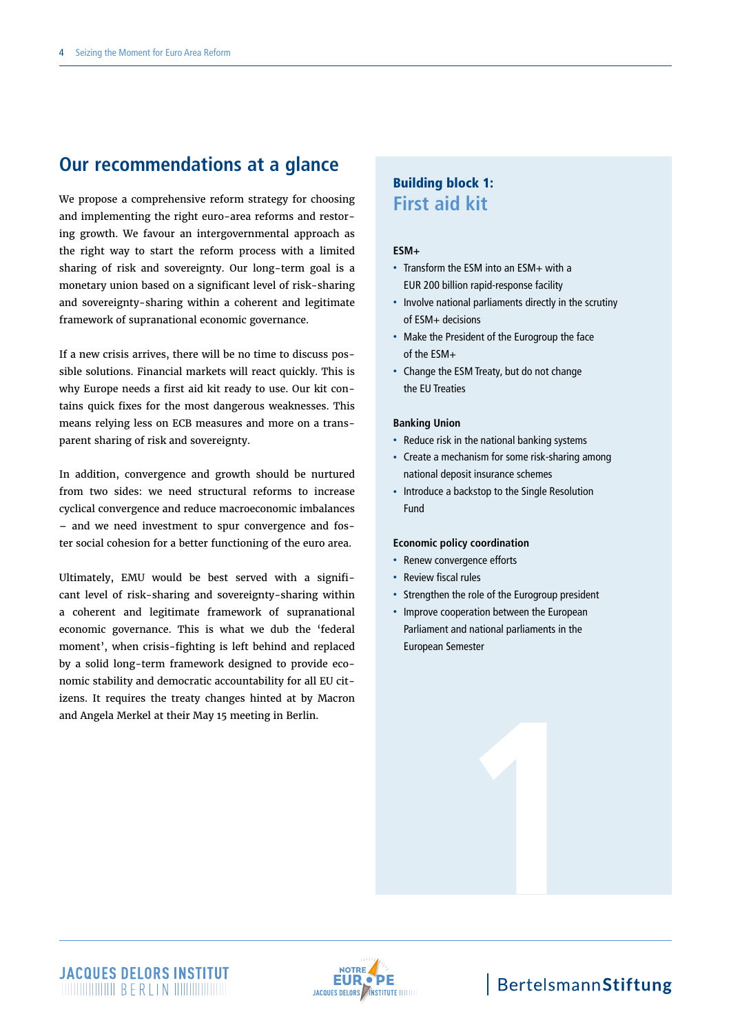## Our recommendations at a glance

We propose a comprehensive reform strategy for choosing and implementing the right euro-area reforms and restoring growth. We favour an intergovernmental approach as the right way to start the reform process with a limited sharing of risk and sovereignty. Our long-term goal is a monetary union based on a significant level of risk-sharing and sovereignty-sharing within a coherent and legitimate framework of supranational economic governance.

If a new crisis arrives, there will be no time to discuss possible solutions. Financial markets will react quickly. This is why Europe needs a first aid kit ready to use. Our kit contains quick fixes for the most dangerous weaknesses. This means relying less on ECB measures and more on a transparent sharing of risk and sovereignty.

In addition, convergence and growth should be nurtured from two sides: we need structural reforms to increase cyclical convergence and reduce macroeconomic imbalances – and we need investment to spur convergence and foster social cohesion for a better functioning of the euro area.

Ultimately, EMU would be best served with a significant level of risk-sharing and sovereignty-sharing within a coherent and legitimate framework of supranational economic governance. This is what we dub the 'federal moment', when crisis-fighting is left behind and replaced by a solid long-term framework designed to provide economic stability and democratic accountability for all EU citizens. It requires the treaty changes hinted at by Macron and Angela Merkel at their May 15 meeting in Berlin.

### Building block 1: First aid kit

**ESM+**

- Transform the ESM into an ESM+ with a EUR 200 billion rapid-response facility
- Involve national parliaments directly in the scrutiny of ESM+ decisions
- Make the President of the Eurogroup the face of the ESM+
- Change the ESM Treaty, but do not change the EU Treaties

**Banking Union**

- Reduce risk in the national banking systems
- Create a mechanism for some risk-sharing among national deposit insurance schemes
- Introduce a backstop to the Single Resolution Fund

**Economic policy coordination**

- Renew convergence efforts
- Review fiscal rules
- Strengthen the role of the Eurogroup president
- Improve cooperation between the European Parliament and national parliaments in the European Semester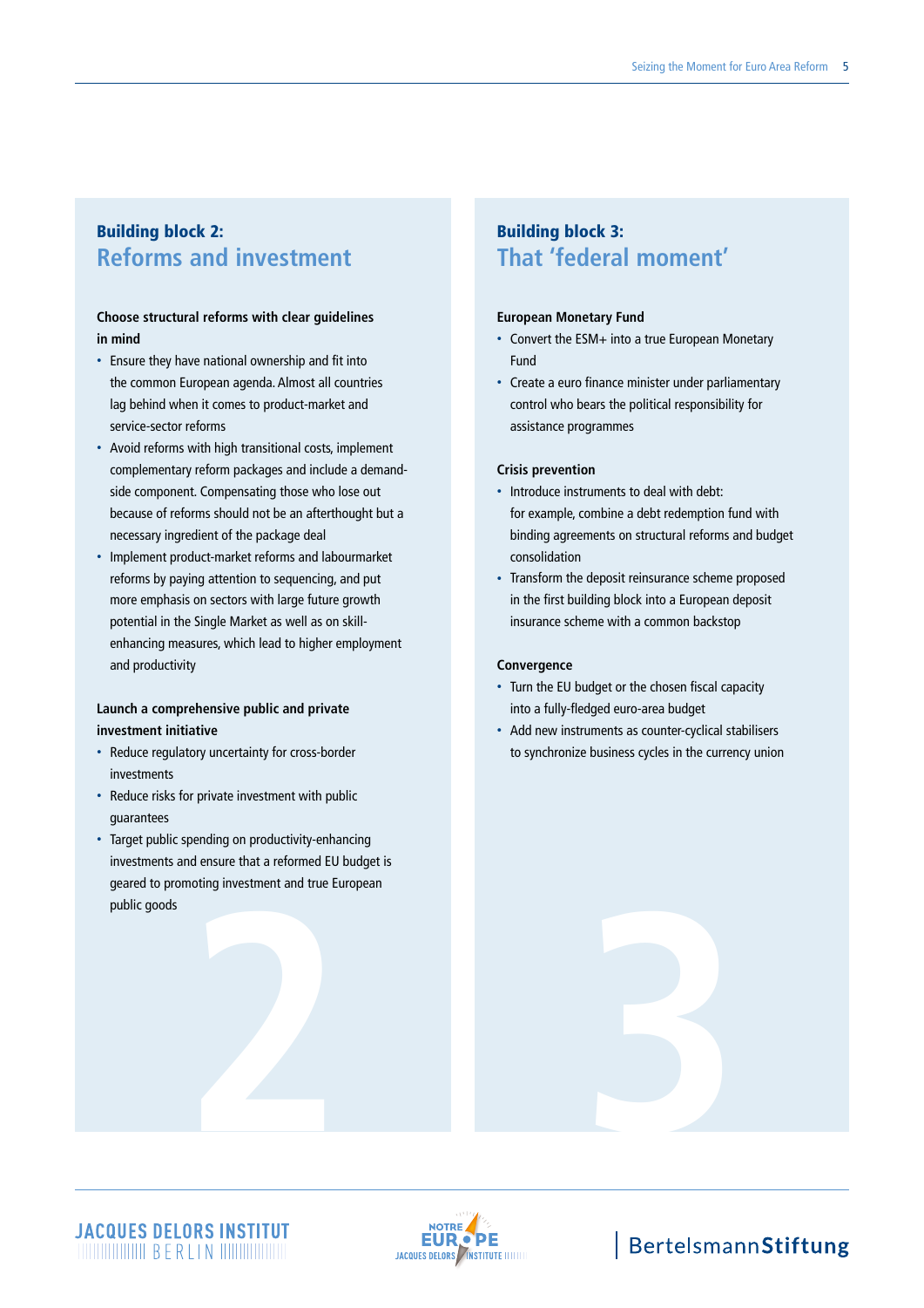## Building block 2: Reforms and investment

**Choose structural reforms with clear guidelines in mind**

- Ensure they have national ownership and fit into the common European agenda. Almost all countries lag behind when it comes to product-market and service-sector reforms
- Avoid reforms with high transitional costs, implement complementary reform packages and include a demand-side component. Compensating those who lose out because of reforms should not be an afterthought but a necessary ingredient of the package deal
- Implement product-market reforms and labourmarket reforms by paying attention to sequencing, and put more emphasis on sectors with large future growth potential in the Single Market as well as on skill-enhancing measures, which lead to higher employment and productivity

**Launch a comprehensive public and private investment initiative**

- Reduce regulatory uncertainty for cross-border investments
- Reduce risks for private investment with public guarantees
- Target public spending on productivity-enhancing investments and ensure that a reformed EU budget is geared to promoting investment and true European public goods

## Building block 3: That 'federal moment'

**European Monetary Fund**

- Convert the ESM+ into a true European Monetary Fund
- Create a euro finance minister under parliamentary control who bears the political responsibility for assistance programmes

**Crisis prevention**

- Introduce instruments to deal with debt: for example, combine a debt redemption fund with binding agreements on structural reforms and budget consolidation
- Transform the deposit reinsurance scheme proposed in the first building block into a European deposit insurance scheme with a common backstop

**Convergence**

- Turn the EU budget or the chosen fiscal capacity into a fully-fledged euro-area budget
- Add new instruments as counter-cyclical stabilisers to synchronize business cycles in the currency union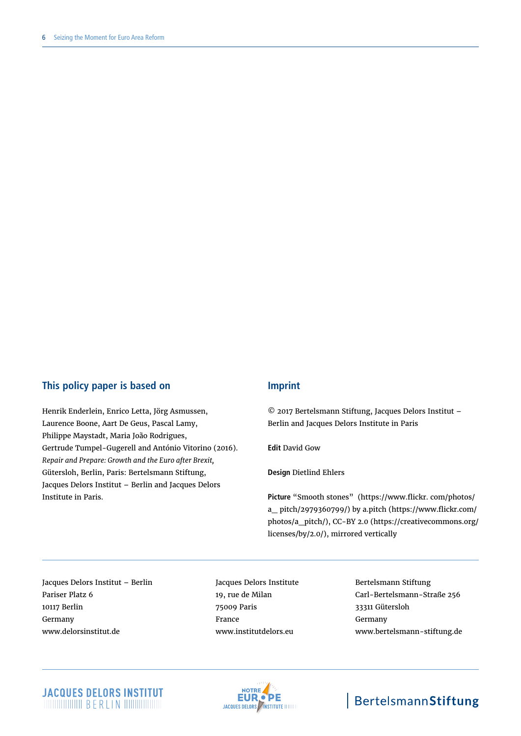## This policy paper is based on

Henrik Enderlein, Enrico Letta, Jörg Asmussen, Laurence Boone, Aart De Geus, Pascal Lamy, Philippe Maystadt, Maria João Rodrigues, Gertrude Tumpel-Gugerell and António Vitorino (2016). *Repair and Prepare: Growth and the Euro after Brexit,* Gütersloh, Berlin, Paris: Bertelsmann Stiftung, Jacques Delors Institut – Berlin and Jacques Delors Institute in Paris.

## Imprint

© 2017 Bertelsmann Stiftung, Jacques Delors Institut – Berlin and Jacques Delors Institute in Paris

**Edit** David Gow

**Design** Dietlind Ehlers

**Picture** "Smooth stones" (https://www.flickr. com/photos/a_ pitch/2979360799/) by a.pitch (https://www.flickr.com/photos/a_pitch/), CC-BY 2.0 (https://creativecommons.org/licenses/by/2.0/), mirrored vertically

---

Jacques Delors Institut – Berlin
Pariser Platz 6
10117 Berlin
Germany
www.delorsinstitut.de

Jacques Delors Institute
19, rue de Milan
75009 Paris
France
www.institutdelors.eu

Bertelsmann Stiftung
Carl-Bertelsmann-Straße 256
33311 Gütersloh
Germany
www.bertelsmann-stiftung.de

JACQUES DELORS INSTITUT BERLIN

NOTRE EUROPE JACQUES DELORS INSTITUTE

BertelsmannStiftung